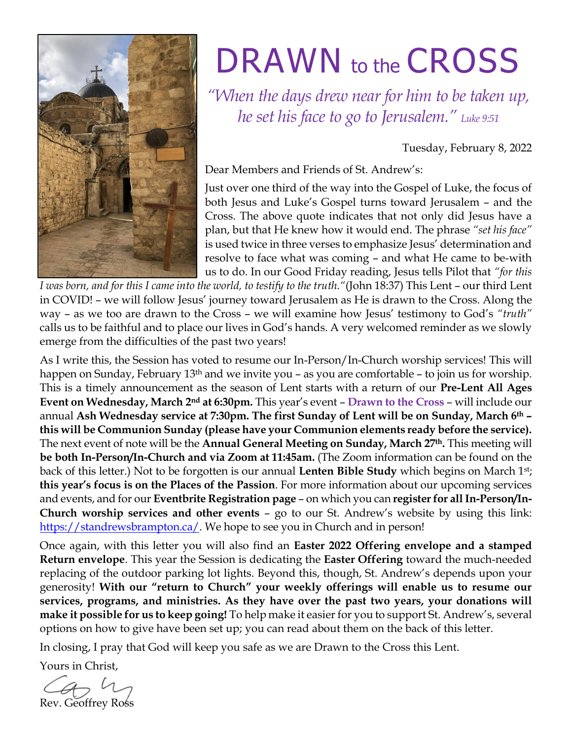# DRAWN to the CROSS

*"When the days drew near for him to be taken up, he set his face to go to Jerusalem." Luke 9:51*

Tuesday, February 8, 2022

Dear Members and Friends of St. Andrew's:

Just over one third of the way into the Gospel of Luke, the focus of both Jesus and Luke's Gospel turns toward Jerusalem – and the Cross. The above quote indicates that not only did Jesus have a plan, but that He knew how it would end. The phrase *"set his face"* is used twice in three verses to emphasize Jesus' determination and resolve to face what was coming – and what He came to be-with us to do. In our Good Friday reading, Jesus tells Pilot that *"for this I was born, and for this I came into the world, to testify to the truth."*(John 18:37) This Lent – our third Lent in COVID! – we will follow Jesus' journey toward Jerusalem as He is drawn to the Cross. Along the way – as we too are drawn to the Cross – we will examine how Jesus' testimony to God's *"truth"* calls us to be faithful and to place our lives in God's hands. A very welcomed reminder as we slowly emerge from the difficulties of the past two years!

As I write this, the Session has voted to resume our In-Person/In-Church worship services! This will happen on Sunday, February 13th and we invite you – as you are comfortable – to join us for worship. This is a timely announcement as the season of Lent starts with a return of our **Pre-Lent All Ages Event on Wednesday, March 2nd at 6:30pm.** This year's event – **Drawn to the Cross** – will include our annual **Ash Wednesday service at 7:30pm. The first Sunday of Lent will be on Sunday, March 6th – this will be Communion Sunday (please have your Communion elements ready before the service).** The next event of note will be the **Annual General Meeting on Sunday, March 27th.** This meeting will **be both In-Person/In-Church and via Zoom at 11:45am.** (The Zoom information can be found on the back of this letter.) Not to be forgotten is our annual **Lenten Bible Study** which begins on March 1st; **this year's focus is on the Places of the Passion**. For more information about our upcoming services and events, and for our **Eventbrite Registration page** – on which you can **register for all In-Person/In-Church worship services and other events** – go to our St. Andrew's website by using this link: https://standrewsbrampton.ca/. We hope to see you in Church and in person!

Once again, with this letter you will also find an **Easter 2022 Offering envelope and a stamped Return envelope**. This year the Session is dedicating the **Easter Offering** toward the much-needed replacing of the outdoor parking lot lights. Beyond this, though, St. Andrew's depends upon your generosity! **With our "return to Church" your weekly offerings will enable us to resume our services, programs, and ministries. As they have over the past two years, your donations will make it possible for us to keep going!** To help make it easier for you to support St. Andrew's, several options on how to give have been set up; you can read about them on the back of this letter.

In closing, I pray that God will keep you safe as we are Drawn to the Cross this Lent.

Yours in Christ,

Rev. Geoffrey Ross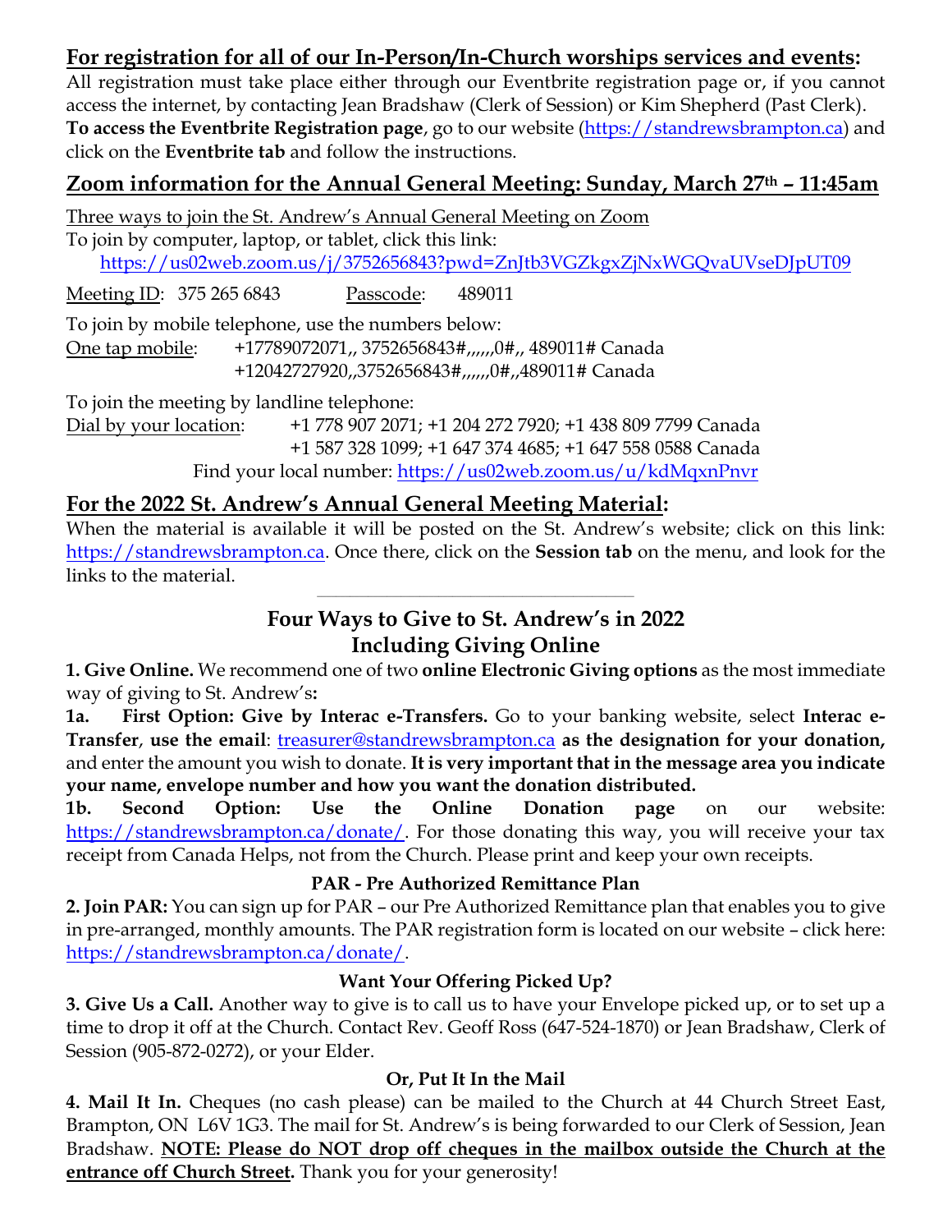## For registration for all of our In-Person/In-Church worships services and events:

All registration must take place either through our Eventbrite registration page or, if you cannot access the internet, by contacting Jean Bradshaw (Clerk of Session) or Kim Shepherd (Past Clerk). **To access the Eventbrite Registration page**, go to our website (https://standrewsbrampton.ca) and click on the **Eventbrite tab** and follow the instructions.

## Zoom information for the Annual General Meeting: Sunday, March 27th – 11:45am

Three ways to join the St. Andrew's Annual General Meeting on Zoom

To join by computer, laptop, or tablet, click this link:

https://us02web.zoom.us/j/3752656843?pwd=ZnJtb3VGZkgxZjNxWGQvaUVseDJpUT09

Meeting ID: 375 265 6843 Passcode: 489011

To join by mobile telephone, use the numbers below:

One tap mobile: +17789072071,, 3752656843#,,,,,,0#,, 489011# Canada
+12042727920,,3752656843#,,,,,,0#,,489011# Canada

To join the meeting by landline telephone:

Dial by your location: +1 778 907 2071; +1 204 272 7920; +1 438 809 7799 Canada
+1 587 328 1099; +1 647 374 4685; +1 647 558 0588 Canada

Find your local number: https://us02web.zoom.us/u/kdMqxnPnvr

## For the 2022 St. Andrew's Annual General Meeting Material:

When the material is available it will be posted on the St. Andrew's website; click on this link: https://standrewsbrampton.ca. Once there, click on the **Session tab** on the menu, and look for the links to the material.

---

## Four Ways to Give to St. Andrew's in 2022 Including Giving Online

**1. Give Online.** We recommend one of two **online Electronic Giving options** as the most immediate way of giving to St. Andrew's**:**

**1a. First Option: Give by Interac e-Transfers.** Go to your banking website, select **Interac e-Transfer**, **use the email**: treasurer@standrewsbrampton.ca **as the designation for your donation,** and enter the amount you wish to donate. **It is very important that in the message area you indicate your name, envelope number and how you want the donation distributed.**

**1b. Second Option: Use the Online Donation page** on our website: https://standrewsbrampton.ca/donate/. For those donating this way, you will receive your tax receipt from Canada Helps, not from the Church. Please print and keep your own receipts.

### PAR - Pre Authorized Remittance Plan

**2. Join PAR:** You can sign up for PAR – our Pre Authorized Remittance plan that enables you to give in pre-arranged, monthly amounts. The PAR registration form is located on our website – click here: https://standrewsbrampton.ca/donate/.

### Want Your Offering Picked Up?

**3. Give Us a Call.** Another way to give is to call us to have your Envelope picked up, or to set up a time to drop it off at the Church. Contact Rev. Geoff Ross (647-524-1870) or Jean Bradshaw, Clerk of Session (905-872-0272), or your Elder.

### Or, Put It In the Mail

**4. Mail It In.** Cheques (no cash please) can be mailed to the Church at 44 Church Street East, Brampton, ON L6V 1G3. The mail for St. Andrew's is being forwarded to our Clerk of Session, Jean Bradshaw. **NOTE: Please do NOT drop off cheques in the mailbox outside the Church at the entrance off Church Street.** Thank you for your generosity!